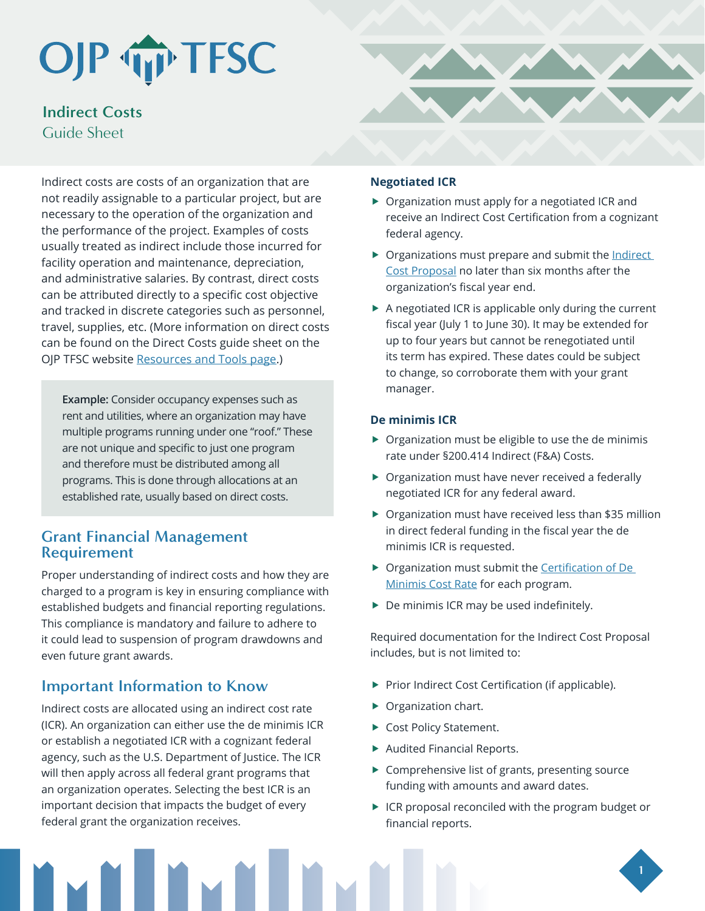# OJP TFSC

## Indirect Costs
Guide Sheet

Indirect costs are costs of an organization that are not readily assignable to a particular project, but are necessary to the operation of the organization and the performance of the project. Examples of costs usually treated as indirect include those incurred for facility operation and maintenance, depreciation, and administrative salaries. By contrast, direct costs can be attributed directly to a specific cost objective and tracked in discrete categories such as personnel, travel, supplies, etc. (More information on direct costs can be found on the Direct Costs guide sheet on the OJP TFSC website [Resources and Tools page](#).)

> **Example:** Consider occupancy expenses such as rent and utilities, where an organization may have multiple programs running under one "roof." These are not unique and specific to just one program and therefore must be distributed among all programs. This is done through allocations at an established rate, usually based on direct costs.

## Grant Financial Management Requirement

Proper understanding of indirect costs and how they are charged to a program is key in ensuring compliance with established budgets and financial reporting regulations. This compliance is mandatory and failure to adhere to it could lead to suspension of program drawdowns and even future grant awards.

## Important Information to Know

Indirect costs are allocated using an indirect cost rate (ICR). An organization can either use the de minimis ICR or establish a negotiated ICR with a cognizant federal agency, such as the U.S. Department of Justice. The ICR will then apply across all federal grant programs that an organization operates. Selecting the best ICR is an important decision that impacts the budget of every federal grant the organization receives.

### Negotiated ICR

- Organization must apply for a negotiated ICR and receive an Indirect Cost Certification from a cognizant federal agency.
- Organizations must prepare and submit the [Indirect Cost Proposal](#) no later than six months after the organization's fiscal year end.
- A negotiated ICR is applicable only during the current fiscal year (July 1 to June 30). It may be extended for up to four years but cannot be renegotiated until its term has expired. These dates could be subject to change, so corroborate them with your grant manager.

### De minimis ICR

- Organization must be eligible to use the de minimis rate under §200.414 Indirect (F&A) Costs.
- Organization must have never received a federally negotiated ICR for any federal award.
- Organization must have received less than $35 million in direct federal funding in the fiscal year the de minimis ICR is requested.
- Organization must submit the [Certification of De Minimis Cost Rate](#) for each program.
- De minimis ICR may be used indefinitely.

Required documentation for the Indirect Cost Proposal includes, but is not limited to:

- Prior Indirect Cost Certification (if applicable).
- Organization chart.
- Cost Policy Statement.
- Audited Financial Reports.
- Comprehensive list of grants, presenting source funding with amounts and award dates.
- ICR proposal reconciled with the program budget or financial reports.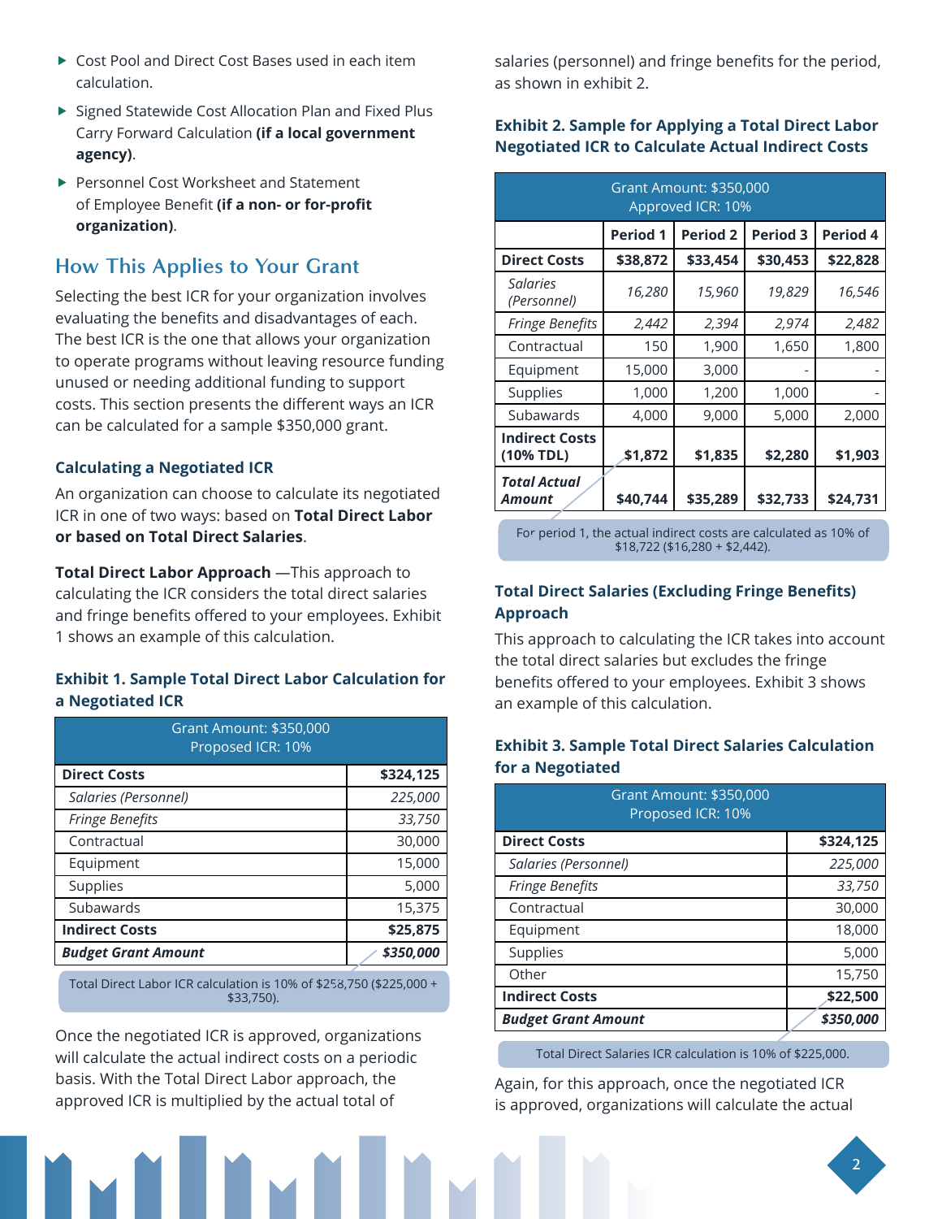- Cost Pool and Direct Cost Bases used in each item calculation.
- Signed Statewide Cost Allocation Plan and Fixed Plus Carry Forward Calculation **(if a local government agency)**.
- Personnel Cost Worksheet and Statement of Employee Benefit **(if a non- or for-profit organization)**.

## How This Applies to Your Grant

Selecting the best ICR for your organization involves evaluating the benefits and disadvantages of each. The best ICR is the one that allows your organization to operate programs without leaving resource funding unused or needing additional funding to support costs. This section presents the different ways an ICR can be calculated for a sample $350,000 grant.

### Calculating a Negotiated ICR

An organization can choose to calculate its negotiated ICR in one of two ways: based on **Total Direct Labor or based on Total Direct Salaries**.

**Total Direct Labor Approach** —This approach to calculating the ICR considers the total direct salaries and fringe benefits offered to your employees. Exhibit 1 shows an example of this calculation.

#### Exhibit 1. Sample Total Direct Labor Calculation for a Negotiated ICR

| Grant Amount: $350,000<br>Proposed ICR: 10% | |
|---|---|
| **Direct Costs** | **$324,125** |
| *Salaries (Personnel)* | *225,000* |
| *Fringe Benefits* | *33,750* |
| Contractual | 30,000 |
| Equipment | 15,000 |
| Supplies | 5,000 |
| Subawards | 15,375 |
| **Indirect Costs** | **$25,875** |
| ***Budget Grant Amount*** | ***$350,000*** |

Total Direct Labor ICR calculation is 10% of $258,750 ($225,000 + $33,750).

Once the negotiated ICR is approved, organizations will calculate the actual indirect costs on a periodic basis. With the Total Direct Labor approach, the approved ICR is multiplied by the actual total of salaries (personnel) and fringe benefits for the period, as shown in exhibit 2.

#### Exhibit 2. Sample for Applying a Total Direct Labor Negotiated ICR to Calculate Actual Indirect Costs

| Grant Amount: $350,000<br>Approved ICR: 10% | | | | |
|---|---|---|---|---|
| | **Period 1** | **Period 2** | **Period 3** | **Period 4** |
| **Direct Costs** | **$38,872** | **$33,454** | **$30,453** | **$22,828** |
| *Salaries (Personnel)* | *16,280* | *15,960* | *19,829* | *16,546* |
| *Fringe Benefits* | *2,442* | *2,394* | *2,974* | *2,482* |
| Contractual | 150 | 1,900 | 1,650 | 1,800 |
| Equipment | 15,000 | 3,000 | - | - |
| Supplies | 1,000 | 1,200 | 1,000 | - |
| Subawards | 4,000 | 9,000 | 5,000 | 2,000 |
| **Indirect Costs (10% TDL)** | **$1,872** | **$1,835** | **$2,280** | **$1,903** |
| ***Total Actual Amount*** | **$40,744** | **$35,289** | **$32,733** | **$24,731** |

For period 1, the actual indirect costs are calculated as 10% of $18,722 ($16,280 + $2,442).

### Total Direct Salaries (Excluding Fringe Benefits) Approach

This approach to calculating the ICR takes into account the total direct salaries but excludes the fringe benefits offered to your employees. Exhibit 3 shows an example of this calculation.

#### Exhibit 3. Sample Total Direct Salaries Calculation for a Negotiated

| Grant Amount: $350,000<br>Proposed ICR: 10% | |
|---|---|
| **Direct Costs** | **$324,125** |
| *Salaries (Personnel)* | *225,000* |
| *Fringe Benefits* | *33,750* |
| Contractual | 30,000 |
| Equipment | 18,000 |
| Supplies | 5,000 |
| Other | 15,750 |
| **Indirect Costs** | **$22,500** |
| ***Budget Grant Amount*** | ***$350,000*** |

Total Direct Salaries ICR calculation is 10% of $225,000.

Again, for this approach, once the negotiated ICR is approved, organizations will calculate the actual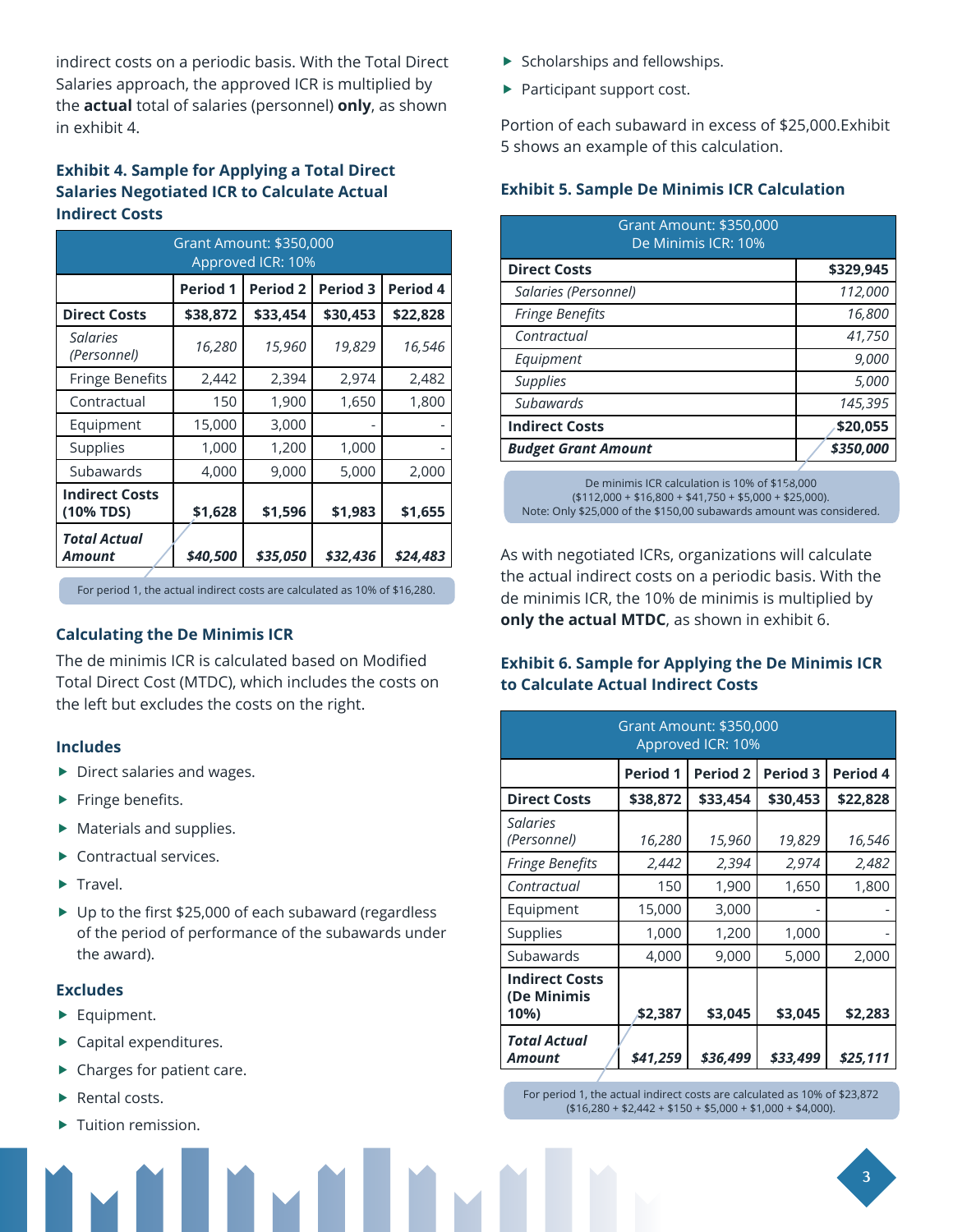indirect costs on a periodic basis. With the Total Direct Salaries approach, the approved ICR is multiplied by the **actual** total of salaries (personnel) **only**, as shown in exhibit 4.

### Exhibit 4. Sample for Applying a Total Direct Salaries Negotiated ICR to Calculate Actual Indirect Costs

| Grant Amount: $350,000<br>Approved ICR: 10% | | | | |
|---|---|---|---|---|
| | **Period 1** | **Period 2** | **Period 3** | **Period 4** |
| **Direct Costs** | **$38,872** | **$33,454** | **$30,453** | **$22,828** |
| *Salaries (Personnel)* | *16,280* | *15,960* | *19,829* | *16,546* |
| Fringe Benefits | 2,442 | 2,394 | 2,974 | 2,482 |
| Contractual | 150 | 1,900 | 1,650 | 1,800 |
| Equipment | 15,000 | 3,000 | - | - |
| Supplies | 1,000 | 1,200 | 1,000 | - |
| Subawards | 4,000 | 9,000 | 5,000 | 2,000 |
| **Indirect Costs (10% TDS)** | **$1,628** | **$1,596** | **$1,983** | **$1,655** |
| ***Total Actual Amount*** | ***$40,500*** | ***$35,050*** | ***$32,436*** | ***$24,483*** |

For period 1, the actual indirect costs are calculated as 10% of $16,280.

### Calculating the De Minimis ICR

The de minimis ICR is calculated based on Modified Total Direct Cost (MTDC), which includes the costs on the left but excludes the costs on the right.

#### Includes

- Direct salaries and wages.
- Fringe benefits.
- Materials and supplies.
- Contractual services.
- Travel.
- Up to the first $25,000 of each subaward (regardless of the period of performance of the subawards under the award).

#### Excludes

- Equipment.
- Capital expenditures.
- Charges for patient care.
- Rental costs.
- Tuition remission.
- Scholarships and fellowships.
- Participant support cost.

Portion of each subaward in excess of $25,000.Exhibit 5 shows an example of this calculation.

### Exhibit 5. Sample De Minimis ICR Calculation

| Grant Amount: $350,000<br>De Minimis ICR: 10% | |
|---|---|
| **Direct Costs** | **$329,945** |
| *Salaries (Personnel)* | *112,000* |
| *Fringe Benefits* | *16,800* |
| *Contractual* | *41,750* |
| *Equipment* | *9,000* |
| *Supplies* | *5,000* |
| *Subawards* | *145,395* |
| **Indirect Costs** | **$20,055** |
| ***Budget Grant Amount*** | ***$350,000*** |

De minimis ICR calculation is 10% of $158,000 ($112,000 + $16,800 + $41,750 + $5,000 + $25,000).
Note: Only $25,000 of the $150,00 subawards amount was considered.

As with negotiated ICRs, organizations will calculate the actual indirect costs on a periodic basis. With the de minimis ICR, the 10% de minimis is multiplied by **only the actual MTDC**, as shown in exhibit 6.

### Exhibit 6. Sample for Applying the De Minimis ICR to Calculate Actual Indirect Costs

| Grant Amount: $350,000<br>Approved ICR: 10% | | | | |
|---|---|---|---|---|
| | **Period 1** | **Period 2** | **Period 3** | **Period 4** |
| **Direct Costs** | **$38,872** | **$33,454** | **$30,453** | **$22,828** |
| *Salaries (Personnel)* | *16,280* | *15,960* | *19,829* | *16,546* |
| *Fringe Benefits* | *2,442* | *2,394* | *2,974* | *2,482* |
| *Contractual* | 150 | 1,900 | 1,650 | 1,800 |
| Equipment | 15,000 | 3,000 | - | - |
| Supplies | 1,000 | 1,200 | 1,000 | - |
| Subawards | 4,000 | 9,000 | 5,000 | 2,000 |
| **Indirect Costs (De Minimis 10%)** | **$2,387** | **$3,045** | **$3,045** | **$2,283** |
| ***Total Actual Amount*** | ***$41,259*** | ***$36,499*** | ***$33,499*** | ***$25,111*** |

For period 1, the actual indirect costs are calculated as 10% of $23,872 ($16,280 + $2,442 + $150 + $5,000 + $1,000 + $4,000).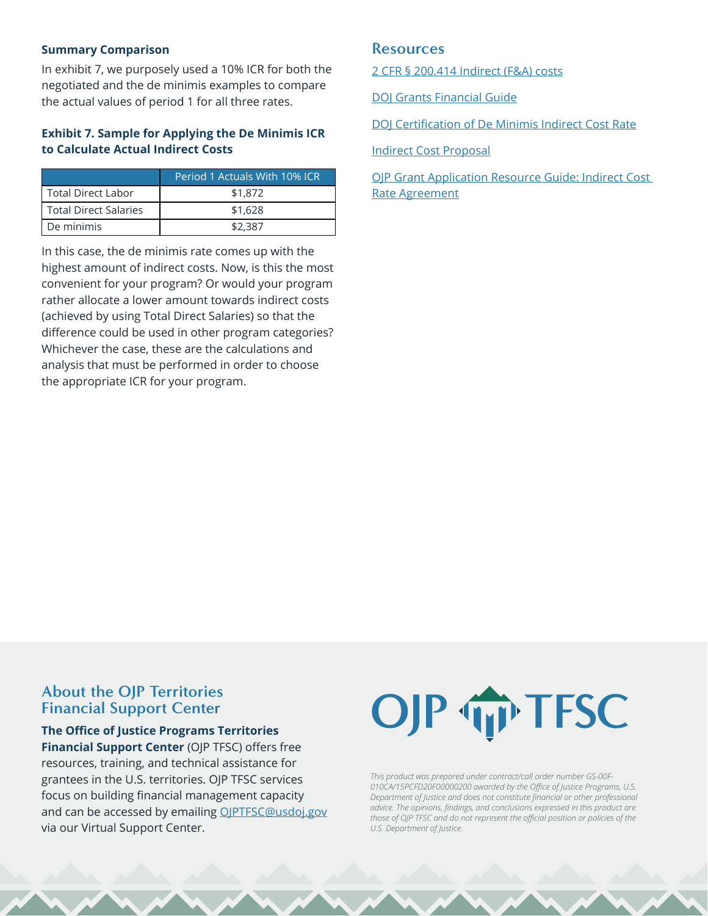### Summary Comparison

In exhibit 7, we purposely used a 10% ICR for both the negotiated and the de minimis examples to compare the actual values of period 1 for all three rates.

### Exhibit 7. Sample for Applying the De Minimis ICR to Calculate Actual Indirect Costs

| | Period 1 Actuals With 10% ICR |
|---|---|
| Total Direct Labor | $1,872 |
| Total Direct Salaries | $1,628 |
| De minimis | $2,387 |

In this case, the de minimis rate comes up with the highest amount of indirect costs. Now, is this the most convenient for your program? Or would your program rather allocate a lower amount towards indirect costs (achieved by using Total Direct Salaries) so that the difference could be used in other program categories? Whichever the case, these are the calculations and analysis that must be performed in order to choose the appropriate ICR for your program.

## Resources

2 CFR § 200.414 Indirect (F&A) costs

DOJ Grants Financial Guide

DOJ Certification of De Minimis Indirect Cost Rate

Indirect Cost Proposal

OJP Grant Application Resource Guide: Indirect Cost Rate Agreement

## About the OJP Territories Financial Support Center

**The Office of Justice Programs Territories Financial Support Center** (OJP TFSC) offers free resources, training, and technical assistance for grantees in the U.S. territories. OJP TFSC services focus on building financial management capacity and can be accessed by emailing OJPTFSC@usdoj.gov via our Virtual Support Center.

OJP TFSC

*This product was prepared under contract/call order number GS-00F-010CA/15PCFD20F00000200 awarded by the Office of Justice Programs, U.S. Department of Justice and does not constitute financial or other professional advice. The opinions, findings, and conclusions expressed in this product are those of OJP TFSC and do not represent the official position or policies of the U.S. Department of Justice.*